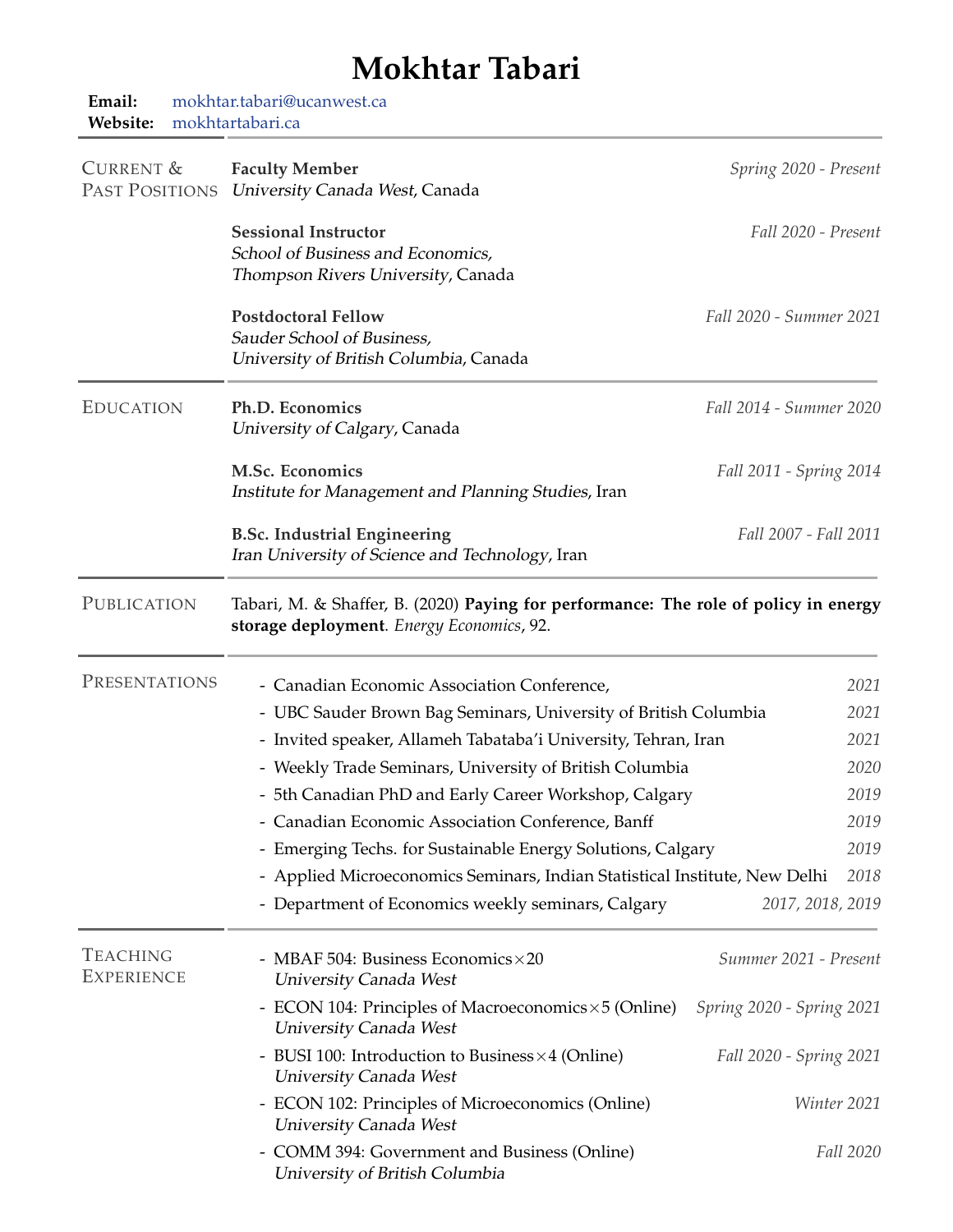# Mokhtar Tabari

**Email:** mokhtar.tabari@ucanwest.ca
**Website:** mokhtartabari.ca

## Current & Past Positions

**Faculty Member** — *Spring 2020 - Present*
*University Canada West*, Canada

**Sessional Instructor** — *Fall 2020 - Present*
*School of Business and Economics,*
*Thompson Rivers University*, Canada

**Postdoctoral Fellow** — *Fall 2020 - Summer 2021*
*Sauder School of Business,*
*University of British Columbia*, Canada

## Education

**Ph.D. Economics** — *Fall 2014 - Summer 2020*
*University of Calgary*, Canada

**M.Sc. Economics** — *Fall 2011 - Spring 2014*
*Institute for Management and Planning Studies*, Iran

**B.Sc. Industrial Engineering** — *Fall 2007 - Fall 2011*
*Iran University of Science and Technology*, Iran

## Publication

Tabari, M. & Shaffer, B. (2020) **Paying for performance: The role of policy in energy storage deployment**. *Energy Economics*, 92.

## Presentations

- Canadian Economic Association Conference, — *2021*
- UBC Sauder Brown Bag Seminars, University of British Columbia — *2021*
- Invited speaker, Allameh Tabataba'i University, Tehran, Iran — *2021*
- Weekly Trade Seminars, University of British Columbia — *2020*
- 5th Canadian PhD and Early Career Workshop, Calgary — *2019*
- Canadian Economic Association Conference, Banff — *2019*
- Emerging Techs. for Sustainable Energy Solutions, Calgary — *2019*
- Applied Microeconomics Seminars, Indian Statistical Institute, New Delhi — *2018*
- Department of Economics weekly seminars, Calgary — *2017, 2018, 2019*

## Teaching Experience

- MBAF 504: Business Economics ×20 — *Summer 2021 - Present*
  *University Canada West*
- ECON 104: Principles of Macroeconomics ×5 (Online) — *Spring 2020 - Spring 2021*
  *University Canada West*
- BUSI 100: Introduction to Business ×4 (Online) — *Fall 2020 - Spring 2021*
  *University Canada West*
- ECON 102: Principles of Microeconomics (Online) — *Winter 2021*
  *University Canada West*
- COMM 394: Government and Business (Online) — *Fall 2020*
  *University of British Columbia*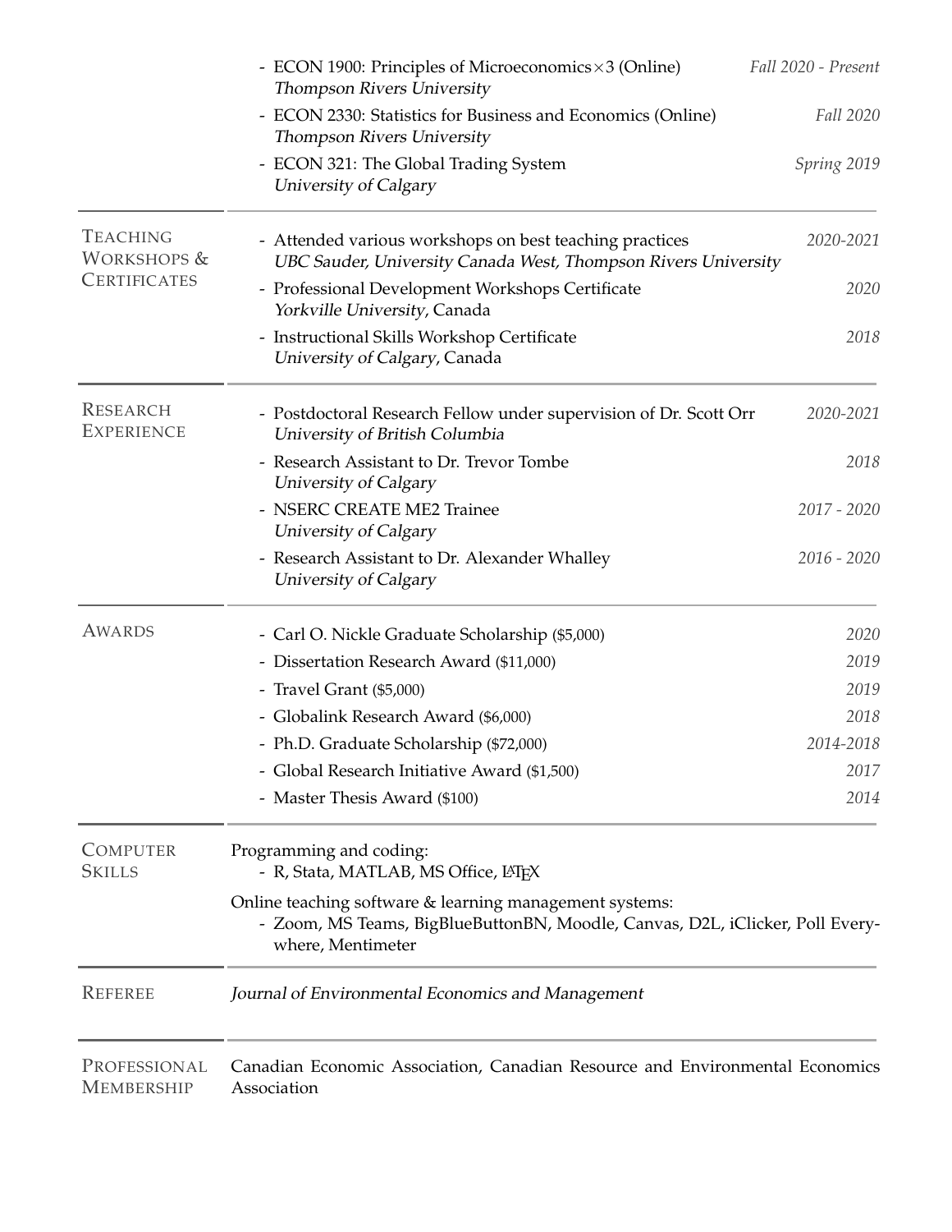- ECON 1900: Principles of Microeconomics×3 (Online) *Fall 2020 - Present*
  *Thompson Rivers University*
- ECON 2330: Statistics for Business and Economics (Online) *Fall 2020*
  *Thompson Rivers University*
- ECON 321: The Global Trading System *Spring 2019*
  *University of Calgary*

## Teaching Workshops & Certificates

- Attended various workshops on best teaching practices *2020-2021*
  *UBC Sauder, University Canada West, Thompson Rivers University*
- Professional Development Workshops Certificate *2020*
  *Yorkville University*, Canada
- Instructional Skills Workshop Certificate *2018*
  *University of Calgary*, Canada

## Research Experience

- Postdoctoral Research Fellow under supervision of Dr. Scott Orr *2020-2021*
  *University of British Columbia*
- Research Assistant to Dr. Trevor Tombe *2018*
  *University of Calgary*
- NSERC CREATE ME2 Trainee *2017 - 2020*
  *University of Calgary*
- Research Assistant to Dr. Alexander Whalley *2016 - 2020*
  *University of Calgary*

## Awards

- Carl O. Nickle Graduate Scholarship ($5,000) *2020*
- Dissertation Research Award ($11,000) *2019*
- Travel Grant ($5,000) *2019*
- Globalink Research Award ($6,000) *2018*
- Ph.D. Graduate Scholarship ($72,000) *2014-2018*
- Global Research Initiative Award ($1,500) *2017*
- Master Thesis Award ($100) *2014*

## Computer Skills

Programming and coding:
- R, Stata, MATLAB, MS Office, LaTeX

Online teaching software & learning management systems:
- Zoom, MS Teams, BigBlueButtonBN, Moodle, Canvas, D2L, iClicker, Poll Everywhere, Mentimeter

## Referee

*Journal of Environmental Economics and Management*

## Professional Membership

Canadian Economic Association, Canadian Resource and Environmental Economics Association